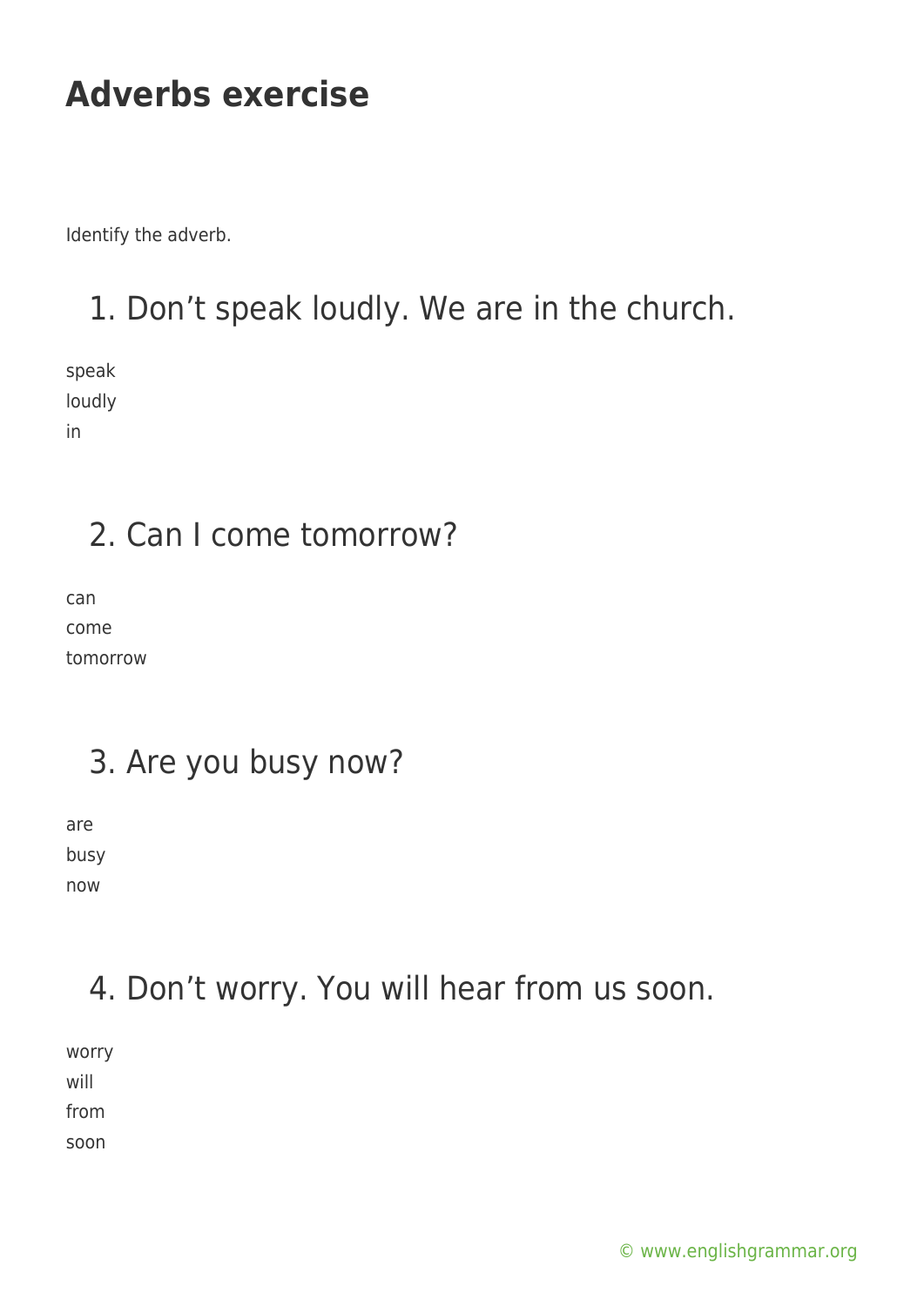# Adverbs exercise

Identify the adverb.

## 1. Don’t speak loudly. We are in the church.

speak
loudly
in

## 2. Can I come tomorrow?

can
come
tomorrow

## 3. Are you busy now?

are
busy
now

## 4. Don’t worry. You will hear from us soon.

worry
will
from
soon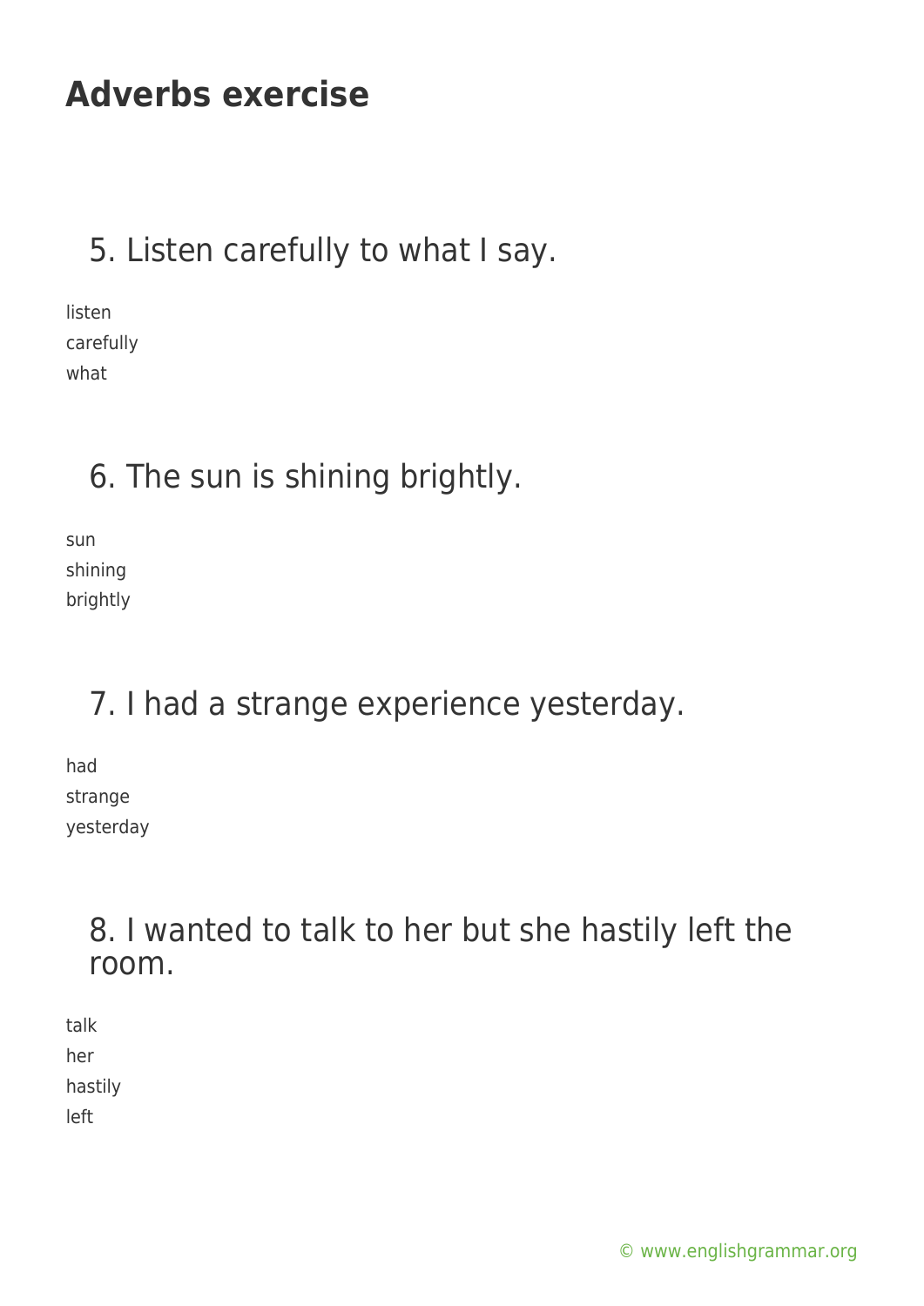# Adverbs exercise

## 5. Listen carefully to what I say.

listen
carefully
what

## 6. The sun is shining brightly.

sun
shining
brightly

## 7. I had a strange experience yesterday.

had
strange
yesterday

## 8. I wanted to talk to her but she hastily left the room.

talk
her
hastily
left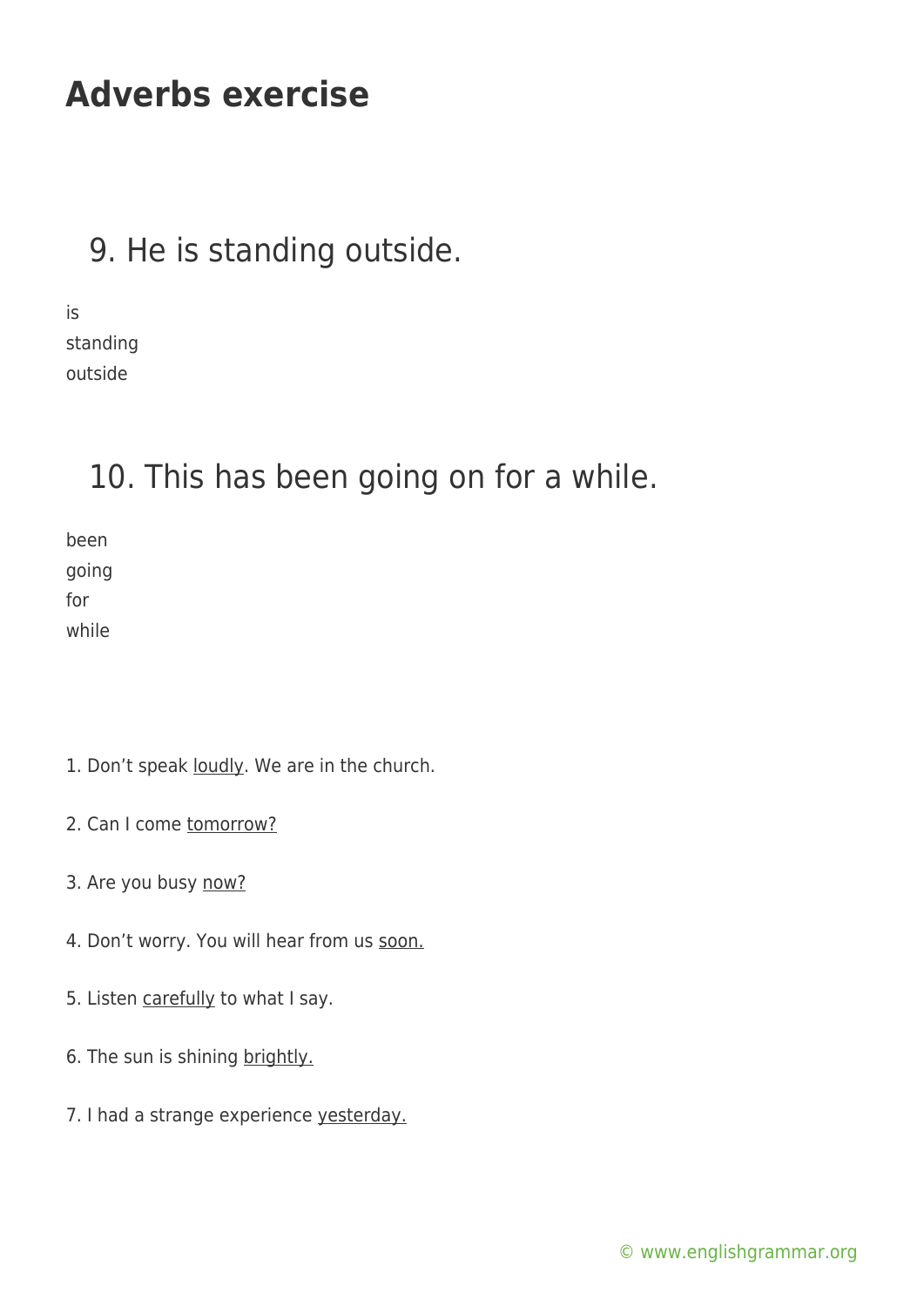# Adverbs exercise

## 9. He is standing outside.

is
standing
outside

## 10. This has been going on for a while.

been
going
for
while

1. Don't speak <u>loudly</u>. We are in the church.

2. Can I come <u>tomorrow?</u>

3. Are you busy <u>now?</u>

4. Don't worry. You will hear from us <u>soon.</u>

5. Listen <u>carefully</u> to what I say.

6. The sun is shining <u>brightly.</u>

7. I had a strange experience <u>yesterday.</u>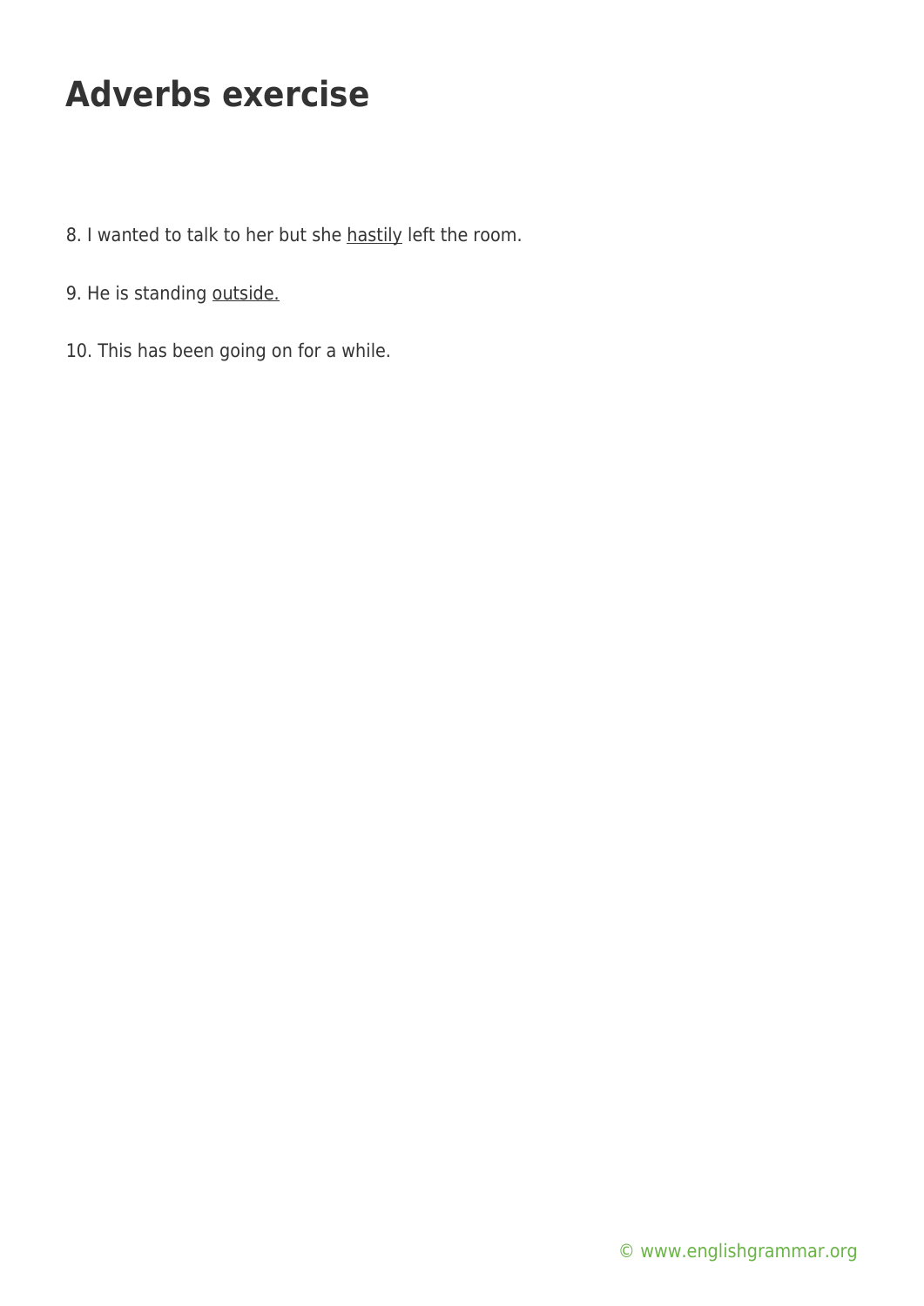# Adverbs exercise

8. I wanted to talk to her but she <u>hastily</u> left the room.

9. He is standing <u>outside.</u>

10. This has been going on for a while.